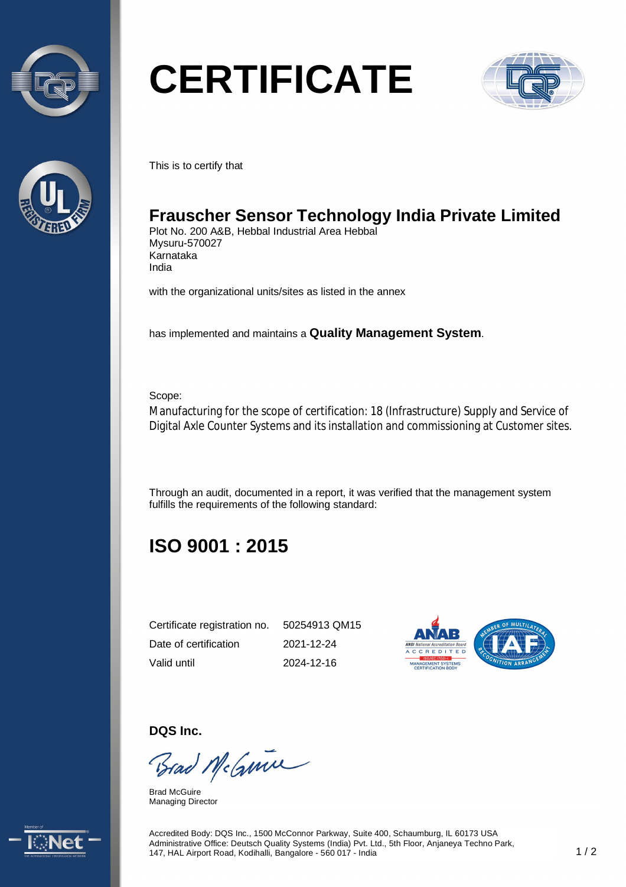# CERTIFICATE

This is to certify that

## Frauscher Sensor Technology India Private Limited

Plot No. 200 A&B, Hebbal Industrial Area Hebbal
Mysuru-570027
Karnataka
India

with the organizational units/sites as listed in the annex

has implemented and maintains a **Quality Management System**.

Scope:
Manufacturing for the scope of certification: 18 (Infrastructure) Supply and Service of Digital Axle Counter Systems and its installation and commissioning at Customer sites.

Through an audit, documented in a report, it was verified that the management system fulfills the requirements of the following standard:

## ISO 9001 : 2015

| | |
|---|---|
| Certificate registration no. | 50254913 QM15 |
| Date of certification | 2021-12-24 |
| Valid until | 2024-12-16 |

**DQS Inc.**

Brad McGuire
Managing Director

Accredited Body: DQS Inc., 1500 McConnor Parkway, Suite 400, Schaumburg, IL 60173 USA
Administrative Office: Deutsch Quality Systems (India) Pvt. Ltd., 5th Floor, Anjaneya Techno Park, 147, HAL Airport Road, Kodihalli, Bangalore - 560 017 - India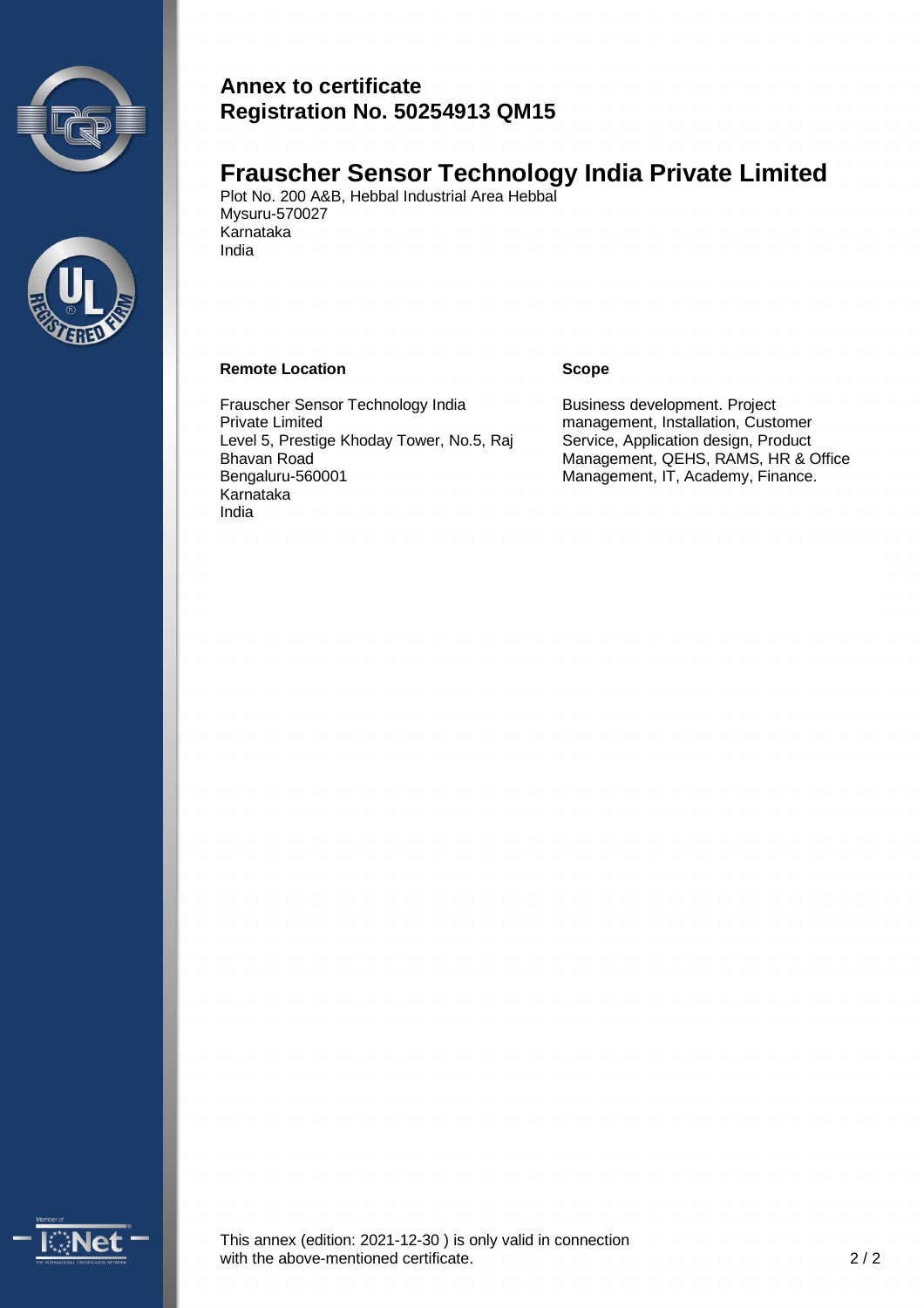**Annex to certificate**
**Registration No. 50254913 QM15**

# Frauscher Sensor Technology India Private Limited

Plot No. 200 A&B, Hebbal Industrial Area Hebbal
Mysuru-570027
Karnataka
India

| Remote Location | Scope |
|---|---|
| Frauscher Sensor Technology India Private Limited<br>Level 5, Prestige Khoday Tower, No.5, Raj Bhavan Road<br>Bengaluru-560001<br>Karnataka<br>India | Business development. Project management, Installation, Customer Service, Application design, Product Management, QEHS, RAMS, HR & Office Management, IT, Academy, Finance. |

This annex (edition: 2021-12-30 ) is only valid in connection with the above-mentioned certificate.